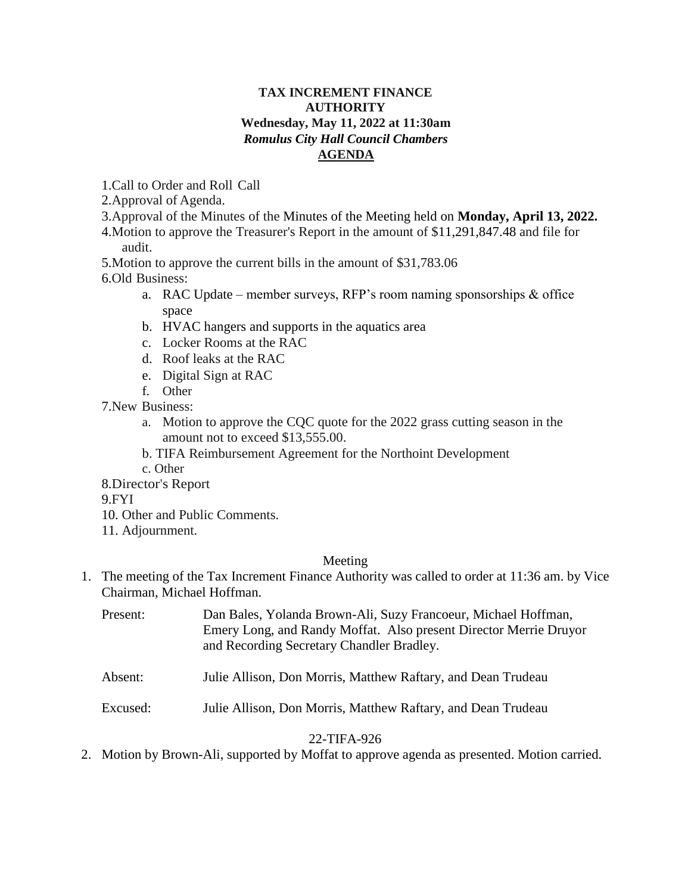**TAX INCREMENT FINANCE AUTHORITY**
**Wednesday, May 11, 2022 at 11:30am**
***Romulus City Hall Council Chambers***
**AGENDA**

1.Call to Order and Roll Call
2.Approval of Agenda.
3.Approval of the Minutes of the Minutes of the Meeting held on **Monday, April 13, 2022.**
4.Motion to approve the Treasurer's Report in the amount of $11,291,847.48 and file for audit.
5.Motion to approve the current bills in the amount of $31,783.06
6.Old Business:
   a. RAC Update – member surveys, RFP's room naming sponsorships & office space
   b. HVAC hangers and supports in the aquatics area
   c. Locker Rooms at the RAC
   d. Roof leaks at the RAC
   e. Digital Sign at RAC
   f. Other
7.New Business:
   a. Motion to approve the CQC quote for the 2022 grass cutting season in the amount not to exceed $13,555.00.
   b. TIFA Reimbursement Agreement for the Northoint Development
   c. Other
8.Director's Report
9.FYI
10. Other and Public Comments.
11. Adjournment.

Meeting

1. The meeting of the Tax Increment Finance Authority was called to order at 11:36 am. by Vice Chairman, Michael Hoffman.

   Present: Dan Bales, Yolanda Brown-Ali, Suzy Francoeur, Michael Hoffman, Emery Long, and Randy Moffat. Also present Director Merrie Druyor and Recording Secretary Chandler Bradley.

   Absent: Julie Allison, Don Morris, Matthew Raftary, and Dean Trudeau

   Excused: Julie Allison, Don Morris, Matthew Raftary, and Dean Trudeau

22-TIFA-926

2. Motion by Brown-Ali, supported by Moffat to approve agenda as presented. Motion carried.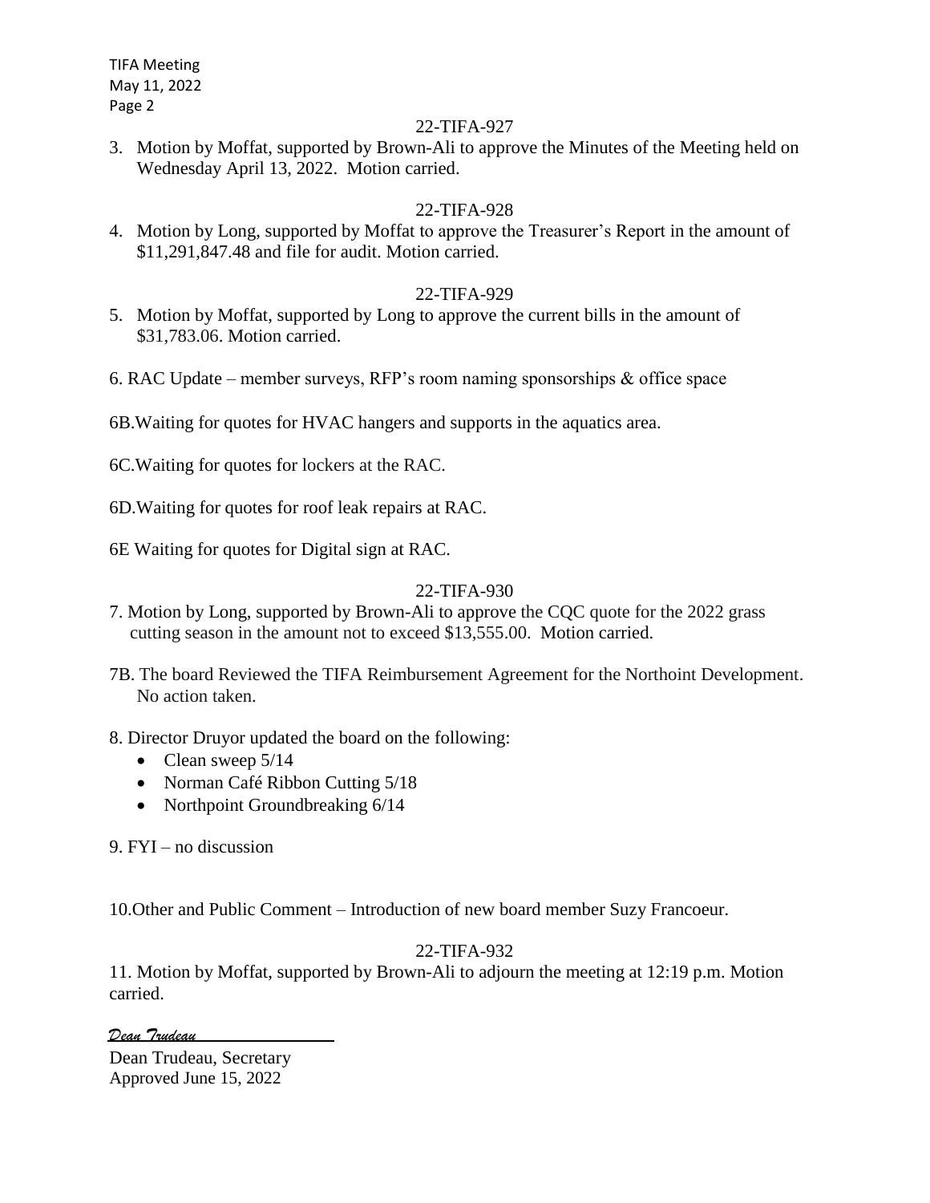22-TIFA-927

3. Motion by Moffat, supported by Brown-Ali to approve the Minutes of the Meeting held on Wednesday April 13, 2022. Motion carried.

22-TIFA-928

4. Motion by Long, supported by Moffat to approve the Treasurer's Report in the amount of $11,291,847.48 and file for audit. Motion carried.

22-TIFA-929

5. Motion by Moffat, supported by Long to approve the current bills in the amount of $31,783.06. Motion carried.

6. RAC Update – member surveys, RFP's room naming sponsorships & office space

6B.Waiting for quotes for HVAC hangers and supports in the aquatics area.

6C.Waiting for quotes for lockers at the RAC.

6D.Waiting for quotes for roof leak repairs at RAC.

6E Waiting for quotes for Digital sign at RAC.

22-TIFA-930

7. Motion by Long, supported by Brown-Ali to approve the CQC quote for the 2022 grass cutting season in the amount not to exceed $13,555.00. Motion carried.

7B. The board Reviewed the TIFA Reimbursement Agreement for the Northoint Development. No action taken.

8. Director Druyor updated the board on the following:

- Clean sweep 5/14
- Norman Café Ribbon Cutting 5/18
- Northpoint Groundbreaking 6/14

9. FYI – no discussion

10.Other and Public Comment – Introduction of new board member Suzy Francoeur.

22-TIFA-932

11. Motion by Moffat, supported by Brown-Ali to adjourn the meeting at 12:19 p.m. Motion carried.

*Dean Trudeau*

Dean Trudeau, Secretary
Approved June 15, 2022